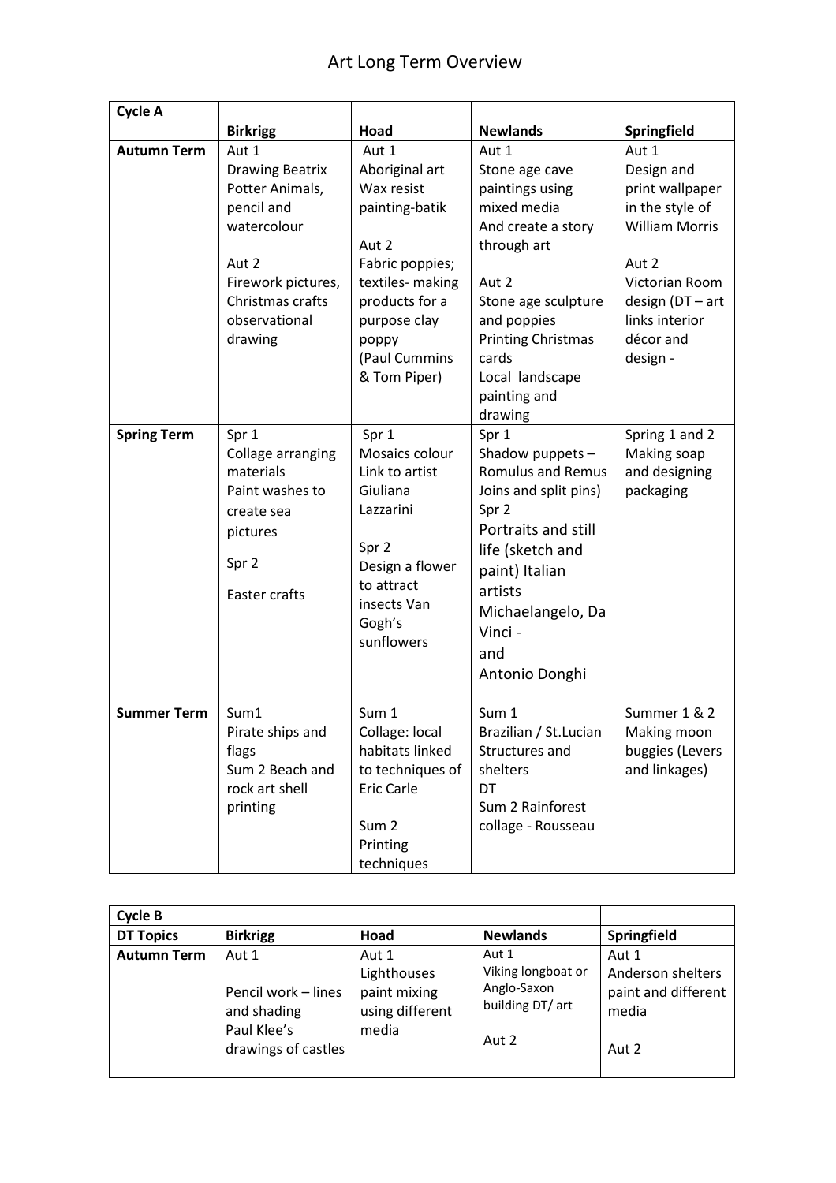# Art Long Term Overview

| Cycle A | | | | |
|---|---|---|---|---|
| | **Birkrigg** | **Hoad** | **Newlands** | **Springfield** |
| **Autumn Term** | Aut 1<br>Drawing Beatrix Potter Animals, pencil and watercolour<br><br>Aut 2<br>Firework pictures, Christmas crafts observational drawing | Aut 1<br>Aboriginal art Wax resist painting-batik<br><br>Aut 2<br>Fabric poppies; textiles- making products for a purpose clay poppy (Paul Cummins & Tom Piper) | Aut 1<br>Stone age cave paintings using mixed media And create a story through art<br><br>Aut 2<br>Stone age sculpture and poppies Printing Christmas cards Local landscape painting and drawing | Aut 1<br>Design and print wallpaper in the style of William Morris<br><br>Aut 2<br>Victorian Room design (DT – art links interior décor and design - |
| **Spring Term** | Spr 1<br>Collage arranging materials Paint washes to create sea pictures<br><br>Spr 2<br><br>Easter crafts | Spr 1<br>Mosaics colour Link to artist Giuliana Lazzarini<br><br>Spr 2<br>Design a flower to attract insects Van Gogh's sunflowers | Spr 1<br>Shadow puppets – Romulus and Remus Joins and split pins)<br>Spr 2<br>Portraits and still life (sketch and paint) Italian artists Michaelangelo, Da Vinci - and Antonio Donghi | Spring 1 and 2<br>Making soap and designing packaging |
| **Summer Term** | Sum1<br>Pirate ships and flags<br>Sum 2 Beach and rock art shell printing | Sum 1<br>Collage: local habitats linked to techniques of Eric Carle<br><br>Sum 2<br>Printing techniques | Sum 1<br>Brazilian / St.Lucian Structures and shelters DT<br>Sum 2 Rainforest collage - Rousseau | Summer 1 & 2<br>Making moon buggies (Levers and linkages) |

| Cycle B | | | | |
|---|---|---|---|---|
| **DT Topics** | **Birkrigg** | **Hoad** | **Newlands** | **Springfield** |
| **Autumn Term** | Aut 1<br><br>Pencil work – lines and shading Paul Klee's drawings of castles | Aut 1<br>Lighthouses paint mixing using different media | Aut 1<br>Viking longboat or Anglo-Saxon building DT/ art<br><br>Aut 2 | Aut 1<br>Anderson shelters paint and different media<br><br>Aut 2 |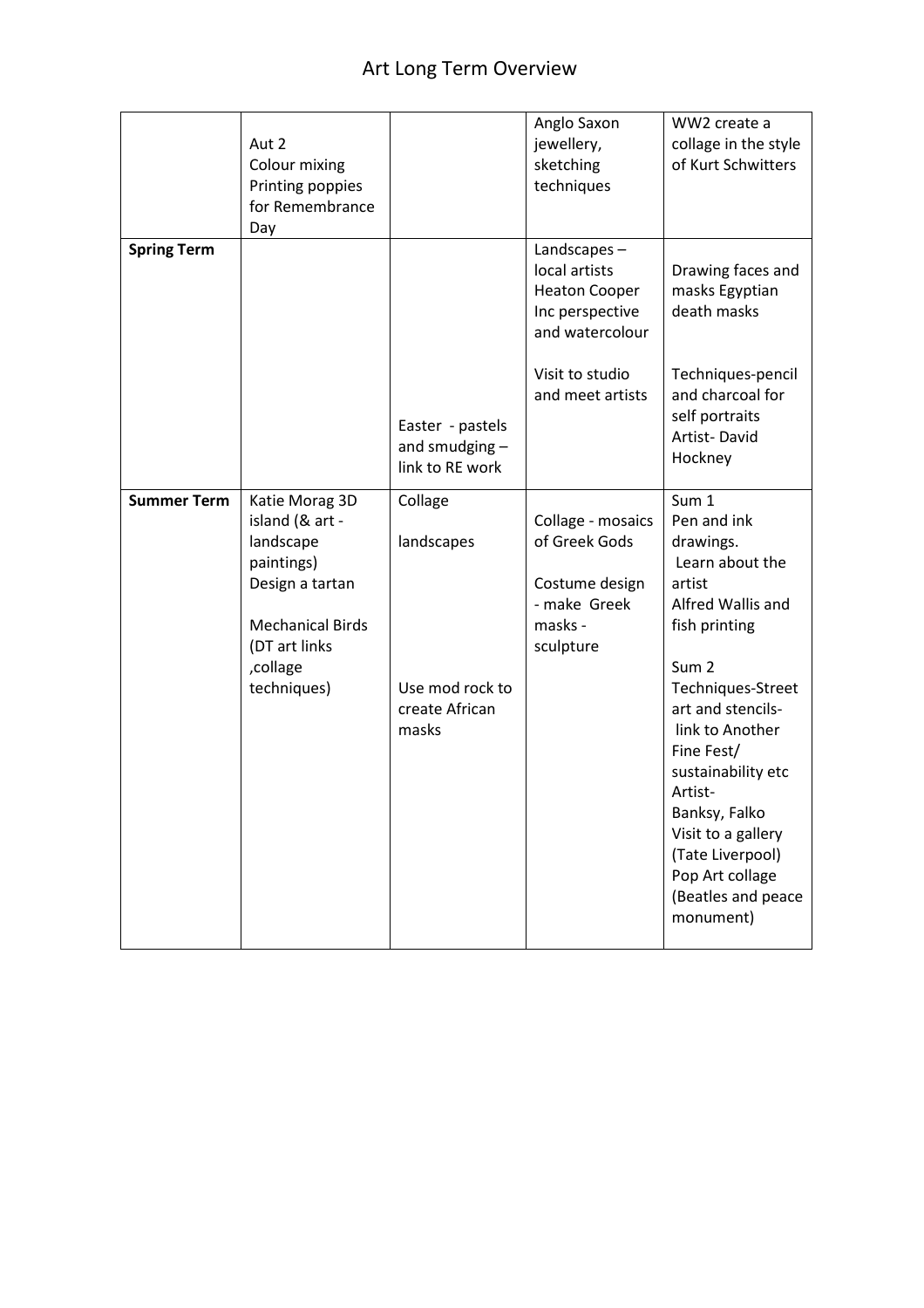# Art Long Term Overview

| | | | | |
|---|---|---|---|---|
| | Aut 2<br>Colour mixing<br>Printing poppies for Remembrance Day | | Anglo Saxon jewellery, sketching techniques | WW2 create a collage in the style of Kurt Schwitters |
| **Spring Term** | | Easter - pastels and smudging – link to RE work | Landscapes – local artists Heaton Cooper Inc perspective and watercolour<br><br>Visit to studio and meet artists | Drawing faces and masks Egyptian death masks<br><br>Techniques-pencil and charcoal for self portraits Artist- David Hockney |
| **Summer Term** | Katie Morag 3D island (& art - landscape paintings)<br>Design a tartan<br><br>Mechanical Birds (DT art links ,collage techniques) | Collage<br><br>landscapes<br><br>Use mod rock to create African masks | Collage - mosaics of Greek Gods<br><br>Costume design - make Greek masks - sculpture | Sum 1<br>Pen and ink drawings.<br>Learn about the artist<br>Alfred Wallis and fish printing<br><br>Sum 2<br>Techniques-Street art and stencils- link to Another Fine Fest/ sustainability etc<br>Artist-<br>Banksy, Falko<br>Visit to a gallery (Tate Liverpool)<br>Pop Art collage (Beatles and peace monument) |